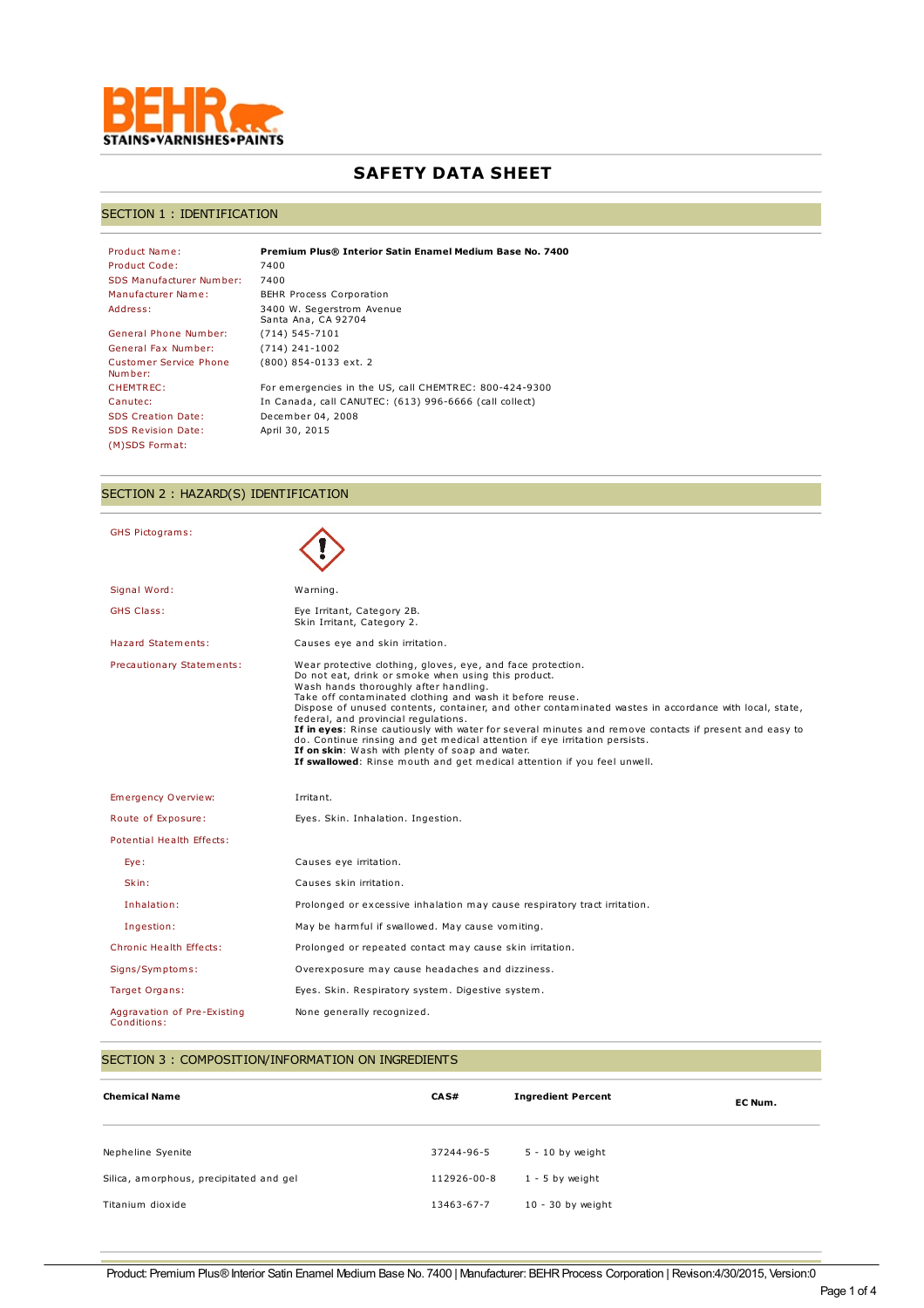BEHR STAINS•VARNISHES•PAINTS

# SAFETY DATA SHEET

## SECTION 1 : IDENTIFICATION

| | |
|---|---|
| Product Name: | **Premium Plus® Interior Satin Enamel Medium Base No. 7400** |
| Product Code: | 7400 |
| SDS Manufacturer Number: | 7400 |
| Manufacturer Name: | BEHR Process Corporation |
| Address: | 3400 W. Segerstrom Avenue<br>Santa Ana, CA 92704 |
| General Phone Number: | (714) 545-7101 |
| General Fax Number: | (714) 241-1002 |
| Customer Service Phone Number: | (800) 854-0133 ext. 2 |
| CHEMTREC: | For emergencies in the US, call CHEMTREC: 800-424-9300 |
| Canutec: | In Canada, call CANUTEC: (613) 996-6666 (call collect) |
| SDS Creation Date: | December 04, 2008 |
| SDS Revision Date: | April 30, 2015 |
| (M)SDS Format: | |

## SECTION 2 : HAZARD(S) IDENTIFICATION

| | |
|---|---|
| GHS Pictograms: | |
| Signal Word: | Warning. |
| GHS Class: | Eye Irritant, Category 2B.<br>Skin Irritant, Category 2. |
| Hazard Statements: | Causes eye and skin irritation. |
| Precautionary Statements: | Wear protective clothing, gloves, eye, and face protection.<br>Do not eat, drink or smoke when using this product.<br>Wash hands thoroughly after handling.<br>Take off contaminated clothing and wash it before reuse.<br>Dispose of unused contents, container, and other contaminated wastes in accordance with local, state, federal, and provincial regulations.<br>**If in eyes**: Rinse cautiously with water for several minutes and remove contacts if present and easy to do. Continue rinsing and get medical attention if eye irritation persists.<br>**If on skin**: Wash with plenty of soap and water.<br>**If swallowed**: Rinse mouth and get medical attention if you feel unwell. |
| Emergency Overview: | Irritant. |
| Route of Exposure: | Eyes. Skin. Inhalation. Ingestion. |
| Potential Health Effects: | |
| Eye: | Causes eye irritation. |
| Skin: | Causes skin irritation. |
| Inhalation: | Prolonged or excessive inhalation may cause respiratory tract irritation. |
| Ingestion: | May be harmful if swallowed. May cause vomiting. |
| Chronic Health Effects: | Prolonged or repeated contact may cause skin irritation. |
| Signs/Symptoms: | Overexposure may cause headaches and dizziness. |
| Target Organs: | Eyes. Skin. Respiratory system. Digestive system. |
| Aggravation of Pre-Existing Conditions: | None generally recognized. |

## SECTION 3 : COMPOSITION/INFORMATION ON INGREDIENTS

| Chemical Name | CAS# | Ingredient Percent | EC Num. |
|---|---|---|---|
| Nepheline Syenite | 37244-96-5 | 5 - 10 by weight | |
| Silica, amorphous, precipitated and gel | 112926-00-8 | 1 - 5 by weight | |
| Titanium dioxide | 13463-67-7 | 10 - 30 by weight | |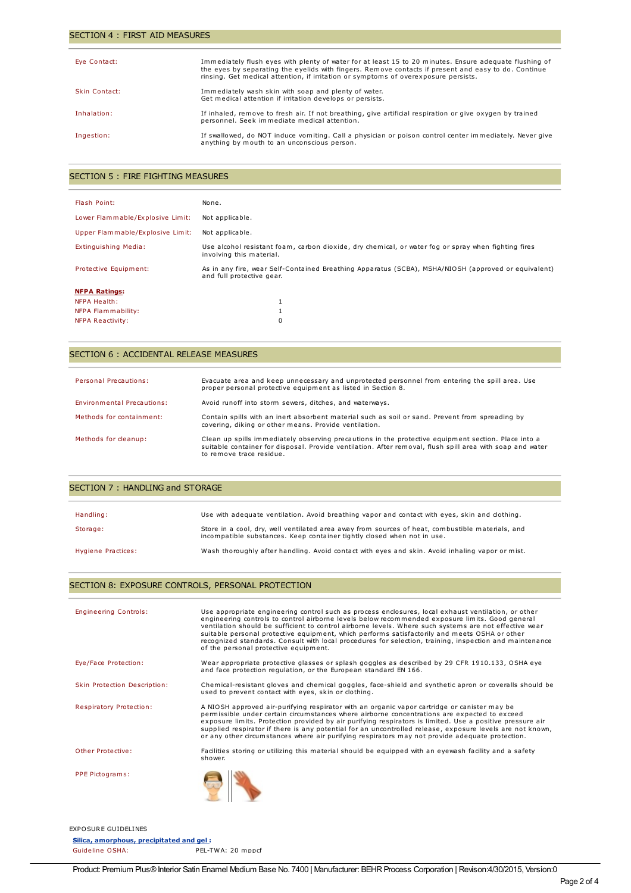## SECTION 4 : FIRST AID MEASURES

| | |
|---|---|
| Eye Contact: | Immediately flush eyes with plenty of water for at least 15 to 20 minutes. Ensure adequate flushing of the eyes by separating the eyelids with fingers. Remove contacts if present and easy to do. Continue rinsing. Get medical attention, if irritation or symptoms of overexposure persists. |
| Skin Contact: | Immediately wash skin with soap and plenty of water. Get medical attention if irritation develops or persists. |
| Inhalation: | If inhaled, remove to fresh air. If not breathing, give artificial respiration or give oxygen by trained personnel. Seek immediate medical attention. |
| Ingestion: | If swallowed, do NOT induce vomiting. Call a physician or poison control center immediately. Never give anything by mouth to an unconscious person. |

## SECTION 5 : FIRE FIGHTING MEASURES

| | |
|---|---|
| Flash Point: | None. |
| Lower Flammable/Explosive Limit: | Not applicable. |
| Upper Flammable/Explosive Limit: | Not applicable. |
| Extinguishing Media: | Use alcohol resistant foam, carbon dioxide, dry chemical, or water fog or spray when fighting fires involving this material. |
| Protective Equipment: | As in any fire, wear Self-Contained Breathing Apparatus (SCBA), MSHA/NIOSH (approved or equivalent) and full protective gear. |

**NFPA Ratings:**

| | |
|---|---|
| NFPA Health: | 1 |
| NFPA Flammability: | 1 |
| NFPA Reactivity: | 0 |

## SECTION 6 : ACCIDENTAL RELEASE MEASURES

| | |
|---|---|
| Personal Precautions: | Evacuate area and keep unnecessary and unprotected personnel from entering the spill area. Use proper personal protective equipment as listed in Section 8. |
| Environmental Precautions: | Avoid runoff into storm sewers, ditches, and waterways. |
| Methods for containment: | Contain spills with an inert absorbent material such as soil or sand. Prevent from spreading by covering, diking or other means. Provide ventilation. |
| Methods for cleanup: | Clean up spills immediately observing precautions in the protective equipment section. Place into a suitable container for disposal. Provide ventilation. After removal, flush spill area with soap and water to remove trace residue. |

## SECTION 7 : HANDLING and STORAGE

| | |
|---|---|
| Handling: | Use with adequate ventilation. Avoid breathing vapor and contact with eyes, skin and clothing. |
| Storage: | Store in a cool, dry, well ventilated area away from sources of heat, combustible materials, and incompatible substances. Keep container tightly closed when not in use. |
| Hygiene Practices: | Wash thoroughly after handling. Avoid contact with eyes and skin. Avoid inhaling vapor or mist. |

## SECTION 8: EXPOSURE CONTROLS, PERSONAL PROTECTION

| | |
|---|---|
| Engineering Controls: | Use appropriate engineering control such as process enclosures, local exhaust ventilation, or other engineering controls to control airborne levels below recommended exposure limits. Good general ventilation should be sufficient to control airborne levels. Where such systems are not effective wear suitable personal protective equipment, which performs satisfactorily and meets OSHA or other recognized standards. Consult with local procedures for selection, training, inspection and maintenance of the personal protective equipment. |
| Eye/Face Protection: | Wear appropriate protective glasses or splash goggles as described by 29 CFR 1910.133, OSHA eye and face protection regulation, or the European standard EN 166. |
| Skin Protection Description: | Chemical-resistant gloves and chemical goggles, face-shield and synthetic apron or coveralls should be used to prevent contact with eyes, skin or clothing. |
| Respiratory Protection: | A NIOSH approved air-purifying respirator with an organic vapor cartridge or canister may be permissible under certain circumstances where airborne concentrations are expected to exceed exposure limits. Protection provided by air purifying respirators is limited. Use a positive pressure air supplied respirator if there is any potential for an uncontrolled release, exposure levels are not known, or any other circumstances where air purifying respirators may not provide adequate protection. |
| Other Protective: | Facilities storing or utilizing this material should be equipped with an eyewash facility and a safety shower. |
| PPE Pictograms: | |

EXPOSURE GUIDELINES

**Silica, amorphous, precipitated and gel :**

| | |
|---|---|
| Guideline OSHA: | PEL-TWA: 20 mppcf |

Product: Premium Plus® Interior Satin Enamel Medium Base No. 7400 | Manufacturer: BEHR Process Corporation | Revison:4/30/2015, Version:0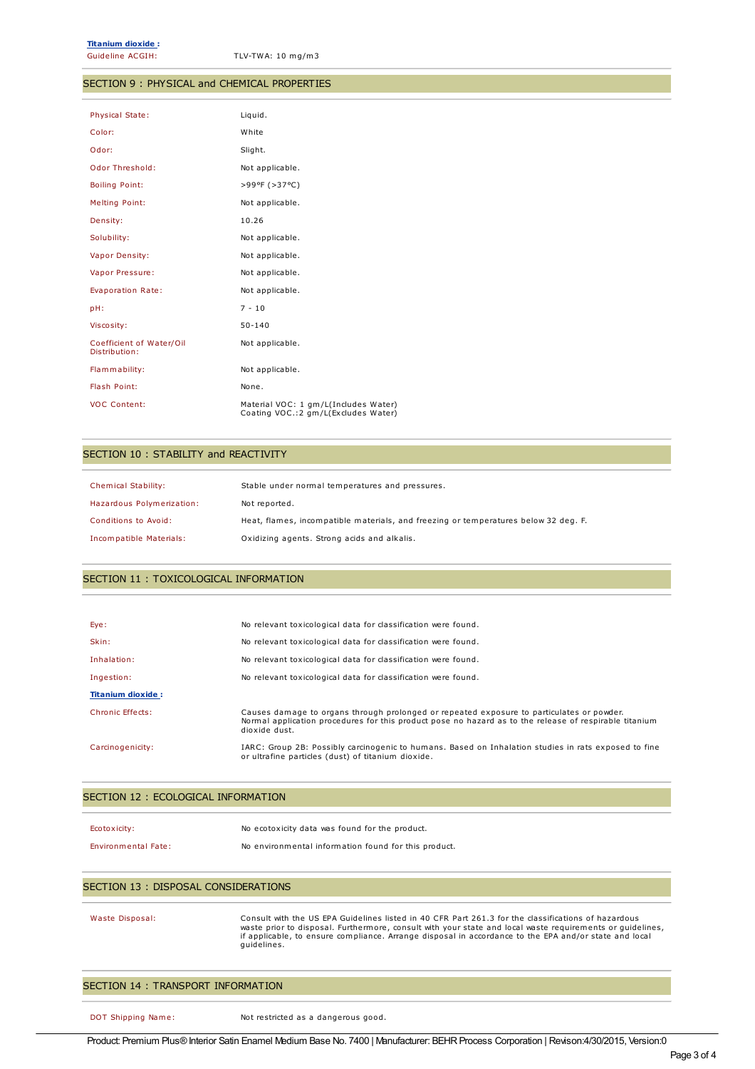**Titanium dioxide :**

| | |
|---|---|
| Guideline ACGIH: | TLV-TWA: 10 mg/m3 |

## SECTION 9 : PHYSICAL and CHEMICAL PROPERTIES

| | |
|---|---|
| Physical State: | Liquid. |
| Color: | White |
| Odor: | Slight. |
| Odor Threshold: | Not applicable. |
| Boiling Point: | >99°F (>37°C) |
| Melting Point: | Not applicable. |
| Density: | 10.26 |
| Solubility: | Not applicable. |
| Vapor Density: | Not applicable. |
| Vapor Pressure: | Not applicable. |
| Evaporation Rate: | Not applicable. |
| pH: | 7 - 10 |
| Viscosity: | 50-140 |
| Coefficient of Water/Oil Distribution: | Not applicable. |
| Flammability: | Not applicable. |
| Flash Point: | None. |
| VOC Content: | Material VOC: 1 gm/L(Includes Water)<br>Coating VOC.:2 gm/L(Excludes Water) |

## SECTION 10 : STABILITY and REACTIVITY

| | |
|---|---|
| Chemical Stability: | Stable under normal temperatures and pressures. |
| Hazardous Polymerization: | Not reported. |
| Conditions to Avoid: | Heat, flames, incompatible materials, and freezing or temperatures below 32 deg. F. |
| Incompatible Materials: | Oxidizing agents. Strong acids and alkalis. |

## SECTION 11 : TOXICOLOGICAL INFORMATION

| | |
|---|---|
| Eye: | No relevant toxicological data for classification were found. |
| Skin: | No relevant toxicological data for classification were found. |
| Inhalation: | No relevant toxicological data for classification were found. |
| Ingestion: | No relevant toxicological data for classification were found. |

**Titanium dioxide :**

| | |
|---|---|
| Chronic Effects: | Causes damage to organs through prolonged or repeated exposure to particulates or powder. Normal application procedures for this product pose no hazard as to the release of respirable titanium dioxide dust. |
| Carcinogenicity: | IARC: Group 2B: Possibly carcinogenic to humans. Based on Inhalation studies in rats exposed to fine or ultrafine particles (dust) of titanium dioxide. |

## SECTION 12 : ECOLOGICAL INFORMATION

| | |
|---|---|
| Ecotoxicity: | No ecotoxicity data was found for the product. |
| Environmental Fate: | No environmental information found for this product. |

## SECTION 13 : DISPOSAL CONSIDERATIONS

| | |
|---|---|
| Waste Disposal: | Consult with the US EPA Guidelines listed in 40 CFR Part 261.3 for the classifications of hazardous waste prior to disposal. Furthermore, consult with your state and local waste requirements or guidelines, if applicable, to ensure compliance. Arrange disposal in accordance to the EPA and/or state and local guidelines. |

## SECTION 14 : TRANSPORT INFORMATION

| | |
|---|---|
| DOT Shipping Name: | Not restricted as a dangerous good. |

Product: Premium Plus® Interior Satin Enamel Medium Base No. 7400 | Manufacturer: BEHR Process Corporation | Revison:4/30/2015, Version:0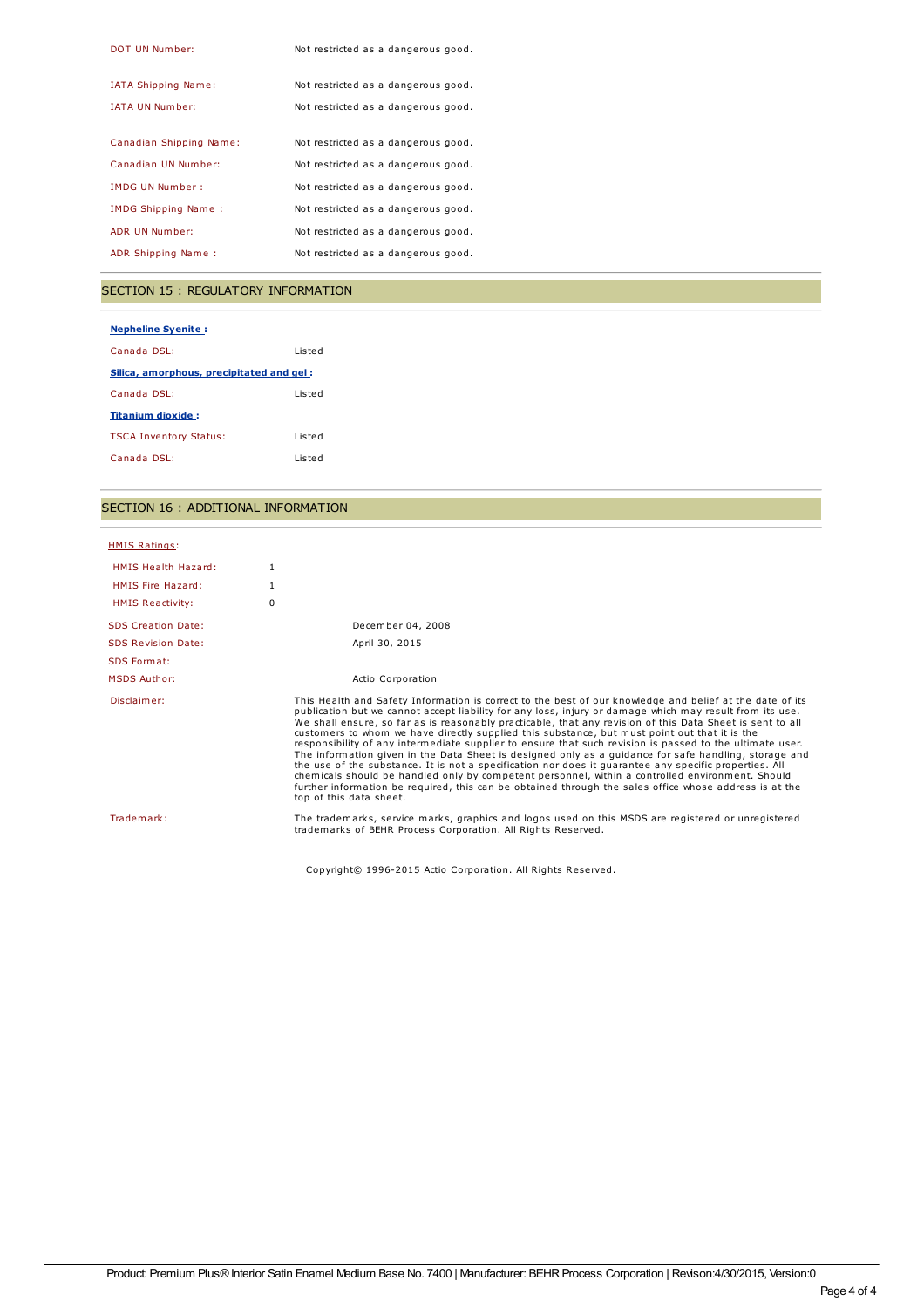| | |
|---|---|
| DOT UN Number: | Not restricted as a dangerous good. |
| IATA Shipping Name: | Not restricted as a dangerous good. |
| IATA UN Number: | Not restricted as a dangerous good. |
| Canadian Shipping Name: | Not restricted as a dangerous good. |
| Canadian UN Number: | Not restricted as a dangerous good. |
| IMDG UN Number : | Not restricted as a dangerous good. |
| IMDG Shipping Name : | Not restricted as a dangerous good. |
| ADR UN Number: | Not restricted as a dangerous good. |
| ADR Shipping Name : | Not restricted as a dangerous good. |

## SECTION 15 : REGULATORY INFORMATION

**Nepheline Syenite :**

| | |
|---|---|
| Canada DSL: | Listed |

**Silica, amorphous, precipitated and gel :**

| | |
|---|---|
| Canada DSL: | Listed |

**Titanium dioxide :**

| | |
|---|---|
| TSCA Inventory Status: | Listed |
| Canada DSL: | Listed |

## SECTION 16 : ADDITIONAL INFORMATION

HMIS Ratings:

| | |
|---|---|
| HMIS Health Hazard: | 1 |
| HMIS Fire Hazard: | 1 |
| HMIS Reactivity: | 0 |

| | |
|---|---|
| SDS Creation Date: | December 04, 2008 |
| SDS Revision Date: | April 30, 2015 |
| SDS Format: | |
| MSDS Author: | Actio Corporation |

Disclaimer: This Health and Safety Information is correct to the best of our knowledge and belief at the date of its publication but we cannot accept liability for any loss, injury or damage which may result from its use. We shall ensure, so far as is reasonably practicable, that any revision of this Data Sheet is sent to all customers to whom we have directly supplied this substance, but must point out that it is the responsibility of any intermediate supplier to ensure that such revision is passed to the ultimate user. The information given in the Data Sheet is designed only as a guidance for safe handling, storage and the use of the substance. It is not a specification nor does it guarantee any specific properties. All chemicals should be handled only by competent personnel, within a controlled environment. Should further information be required, this can be obtained through the sales office whose address is at the top of this data sheet.

Trademark: The trademarks, service marks, graphics and logos used on this MSDS are registered or unregistered trademarks of BEHR Process Corporation. All Rights Reserved.

Copyright© 1996-2015 Actio Corporation. All Rights Reserved.

Product: Premium Plus® Interior Satin Enamel Medium Base No. 7400 | Manufacturer: BEHR Process Corporation | Revison:4/30/2015, Version:0